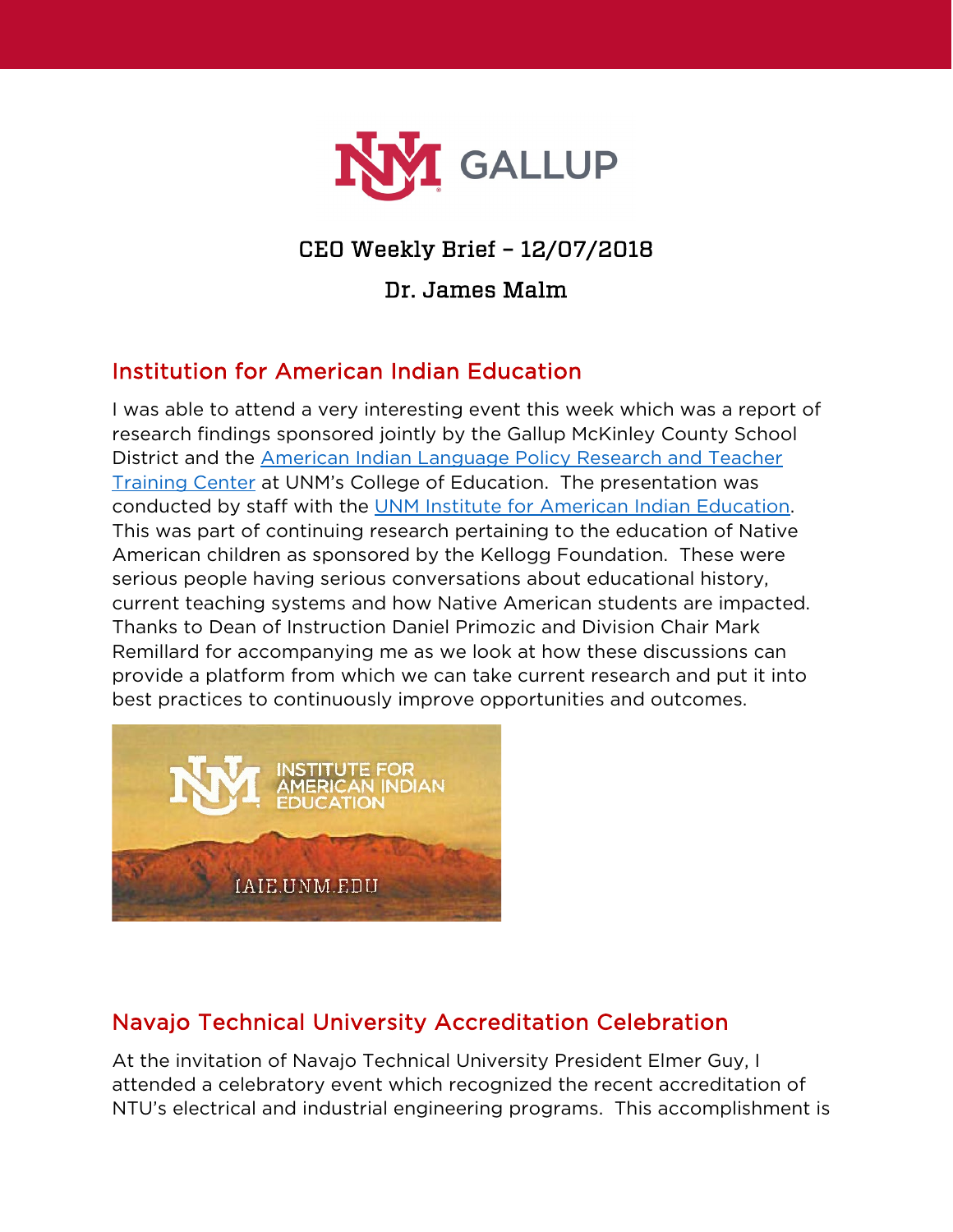# CEO Weekly Brief – 12/07/2018

## Dr. James Malm

## Institution for American Indian Education

I was able to attend a very interesting event this week which was a report of research findings sponsored jointly by the Gallup McKinley County School District and the American Indian Language Policy Research and Teacher Training Center at UNM's College of Education. The presentation was conducted by staff with the UNM Institute for American Indian Education. This was part of continuing research pertaining to the education of Native American children as sponsored by the Kellogg Foundation. These were serious people having serious conversations about educational history, current teaching systems and how Native American students are impacted. Thanks to Dean of Instruction Daniel Primozic and Division Chair Mark Remillard for accompanying me as we look at how these discussions can provide a platform from which we can take current research and put it into best practices to continuously improve opportunities and outcomes.

## Navajo Technical University Accreditation Celebration

At the invitation of Navajo Technical University President Elmer Guy, I attended a celebratory event which recognized the recent accreditation of NTU's electrical and industrial engineering programs. This accomplishment is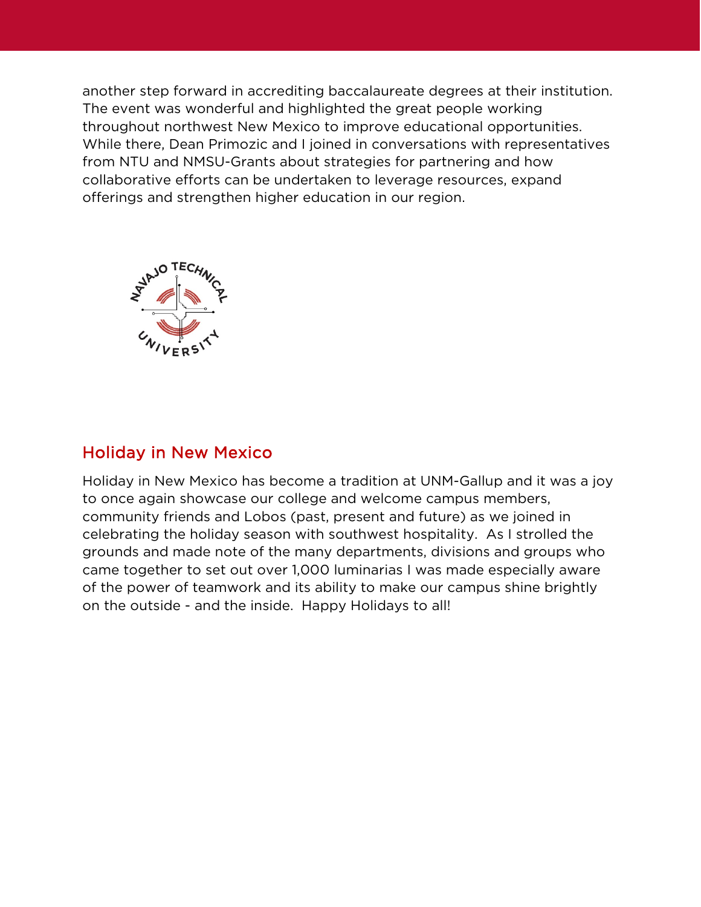another step forward in accrediting baccalaureate degrees at their institution. The event was wonderful and highlighted the great people working throughout northwest New Mexico to improve educational opportunities. While there, Dean Primozic and I joined in conversations with representatives from NTU and NMSU-Grants about strategies for partnering and how collaborative efforts can be undertaken to leverage resources, expand offerings and strengthen higher education in our region.

## Holiday in New Mexico

Holiday in New Mexico has become a tradition at UNM-Gallup and it was a joy to once again showcase our college and welcome campus members, community friends and Lobos (past, present and future) as we joined in celebrating the holiday season with southwest hospitality. As I strolled the grounds and made note of the many departments, divisions and groups who came together to set out over 1,000 luminarias I was made especially aware of the power of teamwork and its ability to make our campus shine brightly on the outside - and the inside. Happy Holidays to all!